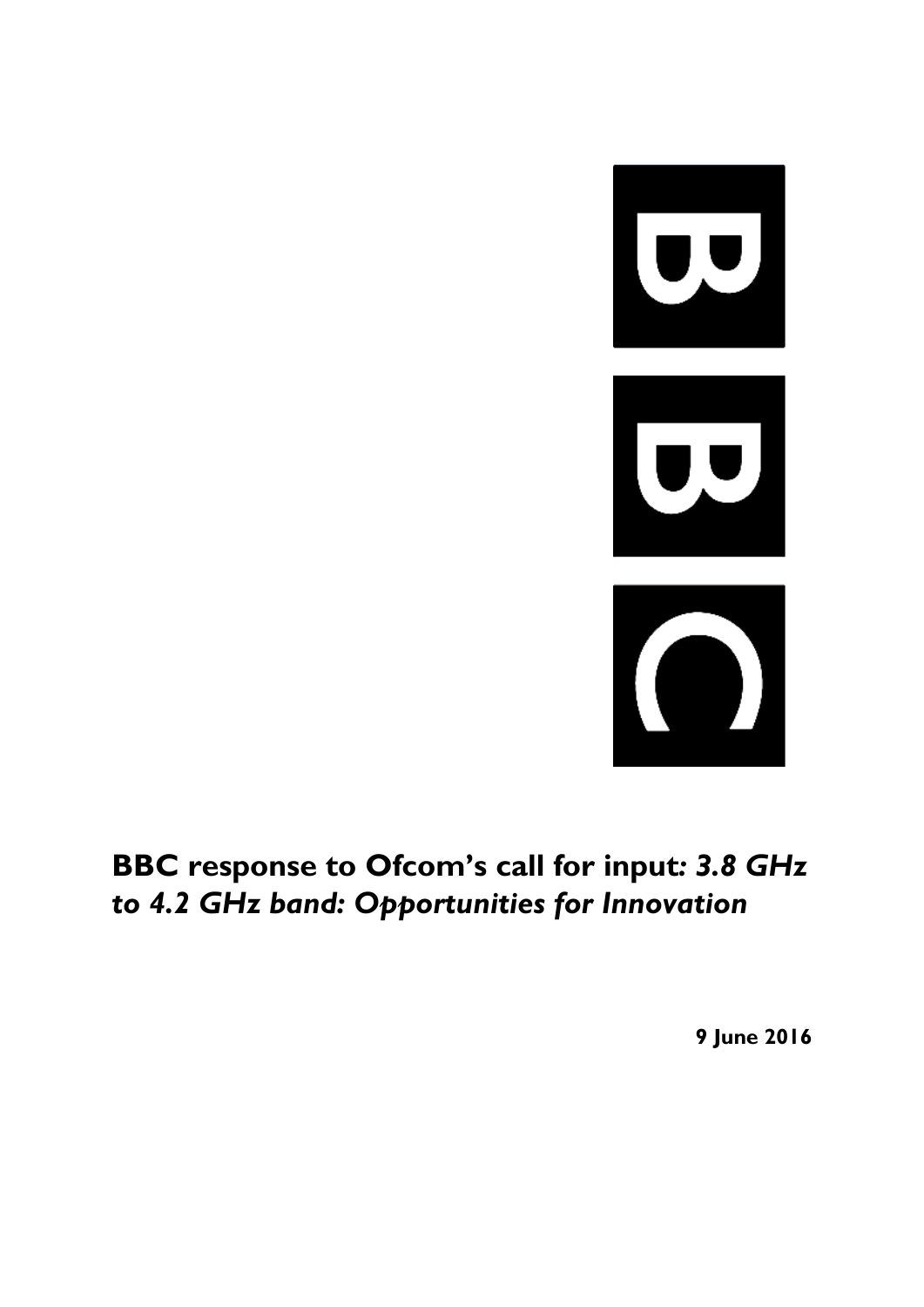# BBC response to Ofcom's call for input: *3.8 GHz to 4.2 GHz band: Opportunities for Innovation*

**9 June 2016**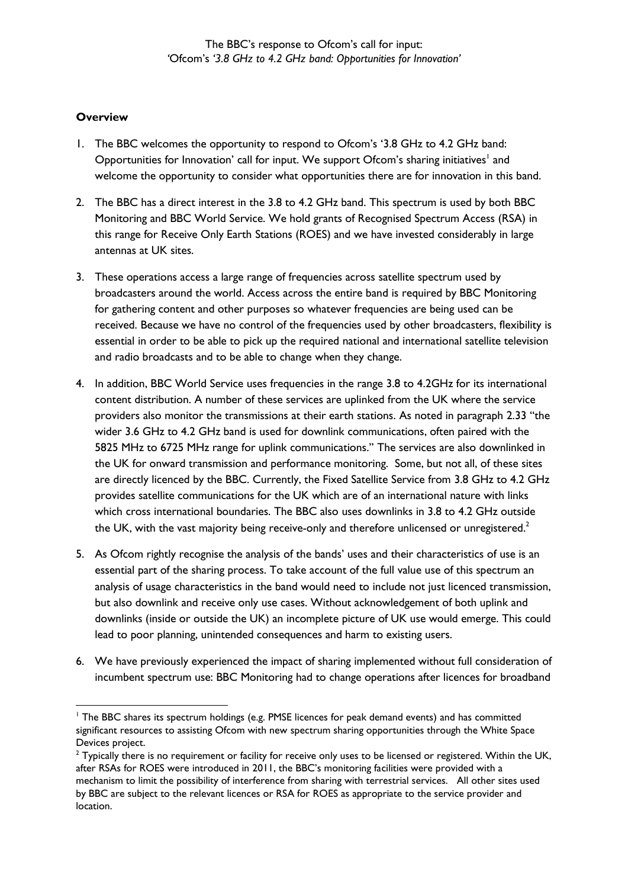The BBC's response to Ofcom's call for input:
*'Ofcom's '3.8 GHz to 4.2 GHz band: Opportunities for Innovation'*

**Overview**

1. The BBC welcomes the opportunity to respond to Ofcom's '3.8 GHz to 4.2 GHz band: Opportunities for Innovation' call for input. We support Ofcom's sharing initiatives[1] and welcome the opportunity to consider what opportunities there are for innovation in this band.

2. The BBC has a direct interest in the 3.8 to 4.2 GHz band. This spectrum is used by both BBC Monitoring and BBC World Service. We hold grants of Recognised Spectrum Access (RSA) in this range for Receive Only Earth Stations (ROES) and we have invested considerably in large antennas at UK sites.

3. These operations access a large range of frequencies across satellite spectrum used by broadcasters around the world. Access across the entire band is required by BBC Monitoring for gathering content and other purposes so whatever frequencies are being used can be received. Because we have no control of the frequencies used by other broadcasters, flexibility is essential in order to be able to pick up the required national and international satellite television and radio broadcasts and to be able to change when they change.

4. In addition, BBC World Service uses frequencies in the range 3.8 to 4.2GHz for its international content distribution. A number of these services are uplinked from the UK where the service providers also monitor the transmissions at their earth stations. As noted in paragraph 2.33 "the wider 3.6 GHz to 4.2 GHz band is used for downlink communications, often paired with the 5825 MHz to 6725 MHz range for uplink communications." The services are also downlinked in the UK for onward transmission and performance monitoring. Some, but not all, of these sites are directly licenced by the BBC. Currently, the Fixed Satellite Service from 3.8 GHz to 4.2 GHz provides satellite communications for the UK which are of an international nature with links which cross international boundaries. The BBC also uses downlinks in 3.8 to 4.2 GHz outside the UK, with the vast majority being receive-only and therefore unlicensed or unregistered.[2]

5. As Ofcom rightly recognise the analysis of the bands' uses and their characteristics of use is an essential part of the sharing process. To take account of the full value use of this spectrum an analysis of usage characteristics in the band would need to include not just licenced transmission, but also downlink and receive only use cases. Without acknowledgement of both uplink and downlinks (inside or outside the UK) an incomplete picture of UK use would emerge. This could lead to poor planning, unintended consequences and harm to existing users.

6. We have previously experienced the impact of sharing implemented without full consideration of incumbent spectrum use: BBC Monitoring had to change operations after licences for broadband

---

[1] The BBC shares its spectrum holdings (e.g. PMSE licences for peak demand events) and has committed significant resources to assisting Ofcom with new spectrum sharing opportunities through the White Space Devices project.

[2] Typically there is no requirement or facility for receive only uses to be licensed or registered. Within the UK, after RSAs for ROES were introduced in 2011, the BBC's monitoring facilities were provided with a mechanism to limit the possibility of interference from sharing with terrestrial services. All other sites used by BBC are subject to the relevant licences or RSA for ROES as appropriate to the service provider and location.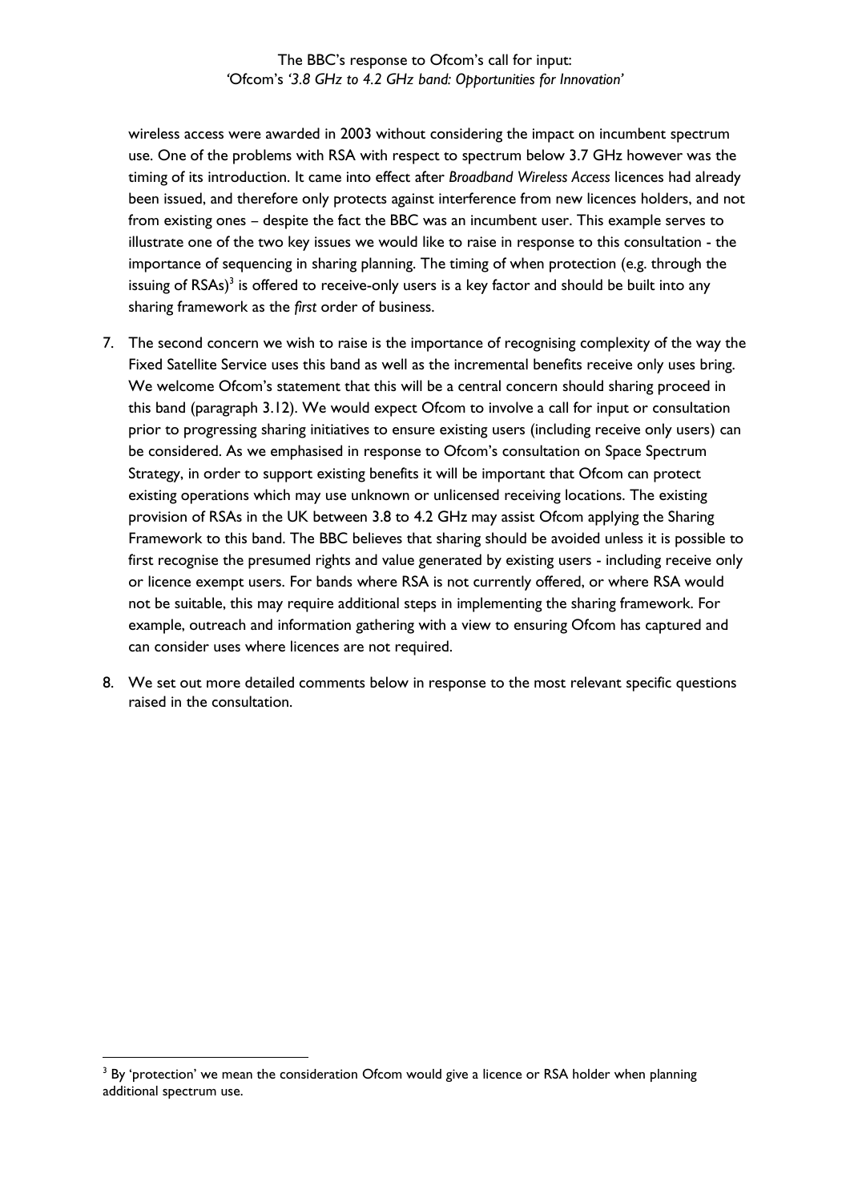wireless access were awarded in 2003 without considering the impact on incumbent spectrum use. One of the problems with RSA with respect to spectrum below 3.7 GHz however was the timing of its introduction. It came into effect after *Broadband Wireless Access* licences had already been issued, and therefore only protects against interference from new licences holders, and not from existing ones – despite the fact the BBC was an incumbent user. This example serves to illustrate one of the two key issues we would like to raise in response to this consultation - the importance of sequencing in sharing planning. The timing of when protection (e.g. through the issuing of RSAs)[3] is offered to receive-only users is a key factor and should be built into any sharing framework as the *first* order of business.

7. The second concern we wish to raise is the importance of recognising complexity of the way the Fixed Satellite Service uses this band as well as the incremental benefits receive only uses bring. We welcome Ofcom's statement that this will be a central concern should sharing proceed in this band (paragraph 3.12). We would expect Ofcom to involve a call for input or consultation prior to progressing sharing initiatives to ensure existing users (including receive only users) can be considered. As we emphasised in response to Ofcom's consultation on Space Spectrum Strategy, in order to support existing benefits it will be important that Ofcom can protect existing operations which may use unknown or unlicensed receiving locations. The existing provision of RSAs in the UK between 3.8 to 4.2 GHz may assist Ofcom applying the Sharing Framework to this band. The BBC believes that sharing should be avoided unless it is possible to first recognise the presumed rights and value generated by existing users - including receive only or licence exempt users. For bands where RSA is not currently offered, or where RSA would not be suitable, this may require additional steps in implementing the sharing framework. For example, outreach and information gathering with a view to ensuring Ofcom has captured and can consider uses where licences are not required.

8. We set out more detailed comments below in response to the most relevant specific questions raised in the consultation.

[3] By 'protection' we mean the consideration Ofcom would give a licence or RSA holder when planning additional spectrum use.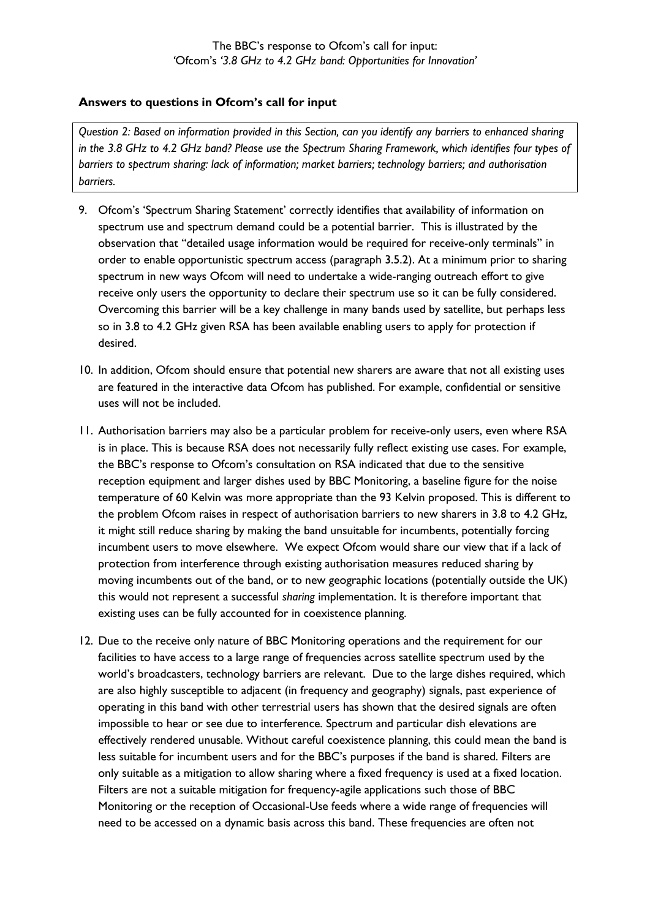The BBC's response to Ofcom's call for input:
*'Ofcom's '3.8 GHz to 4.2 GHz band: Opportunities for Innovation'*

**Answers to questions in Ofcom's call for input**

*Question 2: Based on information provided in this Section, can you identify any barriers to enhanced sharing in the 3.8 GHz to 4.2 GHz band? Please use the Spectrum Sharing Framework, which identifies four types of barriers to spectrum sharing: lack of information; market barriers; technology barriers; and authorisation barriers.*

9. Ofcom's 'Spectrum Sharing Statement' correctly identifies that availability of information on spectrum use and spectrum demand could be a potential barrier. This is illustrated by the observation that "detailed usage information would be required for receive-only terminals" in order to enable opportunistic spectrum access (paragraph 3.5.2). At a minimum prior to sharing spectrum in new ways Ofcom will need to undertake a wide-ranging outreach effort to give receive only users the opportunity to declare their spectrum use so it can be fully considered. Overcoming this barrier will be a key challenge in many bands used by satellite, but perhaps less so in 3.8 to 4.2 GHz given RSA has been available enabling users to apply for protection if desired.

10. In addition, Ofcom should ensure that potential new sharers are aware that not all existing uses are featured in the interactive data Ofcom has published. For example, confidential or sensitive uses will not be included.

11. Authorisation barriers may also be a particular problem for receive-only users, even where RSA is in place. This is because RSA does not necessarily fully reflect existing use cases. For example, the BBC's response to Ofcom's consultation on RSA indicated that due to the sensitive reception equipment and larger dishes used by BBC Monitoring, a baseline figure for the noise temperature of 60 Kelvin was more appropriate than the 93 Kelvin proposed. This is different to the problem Ofcom raises in respect of authorisation barriers to new sharers in 3.8 to 4.2 GHz, it might still reduce sharing by making the band unsuitable for incumbents, potentially forcing incumbent users to move elsewhere. We expect Ofcom would share our view that if a lack of protection from interference through existing authorisation measures reduced sharing by moving incumbents out of the band, or to new geographic locations (potentially outside the UK) this would not represent a successful *sharing* implementation. It is therefore important that existing uses can be fully accounted for in coexistence planning.

12. Due to the receive only nature of BBC Monitoring operations and the requirement for our facilities to have access to a large range of frequencies across satellite spectrum used by the world's broadcasters, technology barriers are relevant. Due to the large dishes required, which are also highly susceptible to adjacent (in frequency and geography) signals, past experience of operating in this band with other terrestrial users has shown that the desired signals are often impossible to hear or see due to interference. Spectrum and particular dish elevations are effectively rendered unusable. Without careful coexistence planning, this could mean the band is less suitable for incumbent users and for the BBC's purposes if the band is shared. Filters are only suitable as a mitigation to allow sharing where a fixed frequency is used at a fixed location. Filters are not a suitable mitigation for frequency-agile applications such those of BBC Monitoring or the reception of Occasional-Use feeds where a wide range of frequencies will need to be accessed on a dynamic basis across this band. These frequencies are often not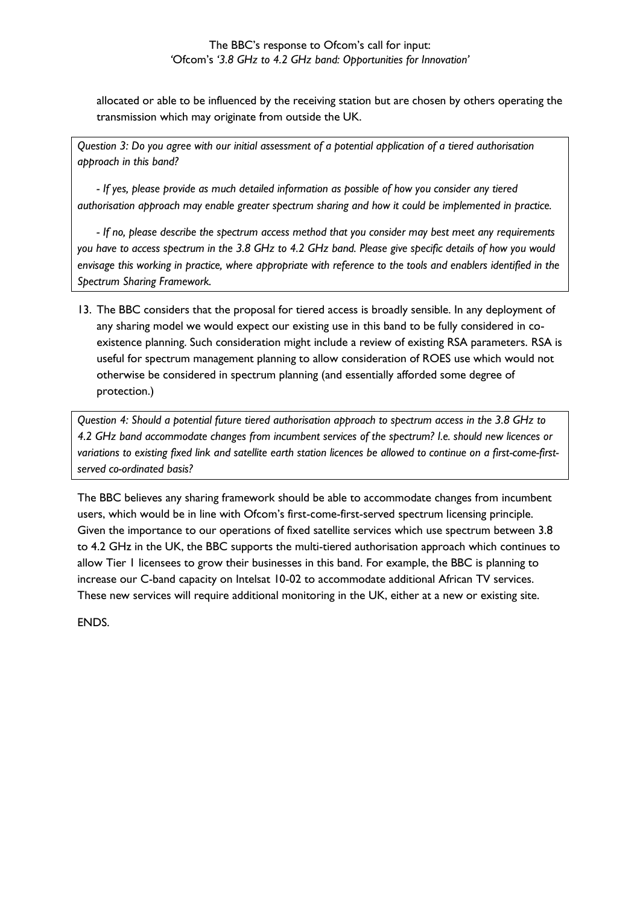allocated or able to be influenced by the receiving station but are chosen by others operating the transmission which may originate from outside the UK.

*Question 3: Do you agree with our initial assessment of a potential application of a tiered authorisation approach in this band?*

*- If yes, please provide as much detailed information as possible of how you consider any tiered authorisation approach may enable greater spectrum sharing and how it could be implemented in practice.*

*- If no, please describe the spectrum access method that you consider may best meet any requirements you have to access spectrum in the 3.8 GHz to 4.2 GHz band. Please give specific details of how you would envisage this working in practice, where appropriate with reference to the tools and enablers identified in the Spectrum Sharing Framework.*

13. The BBC considers that the proposal for tiered access is broadly sensible. In any deployment of any sharing model we would expect our existing use in this band to be fully considered in co-existence planning. Such consideration might include a review of existing RSA parameters. RSA is useful for spectrum management planning to allow consideration of ROES use which would not otherwise be considered in spectrum planning (and essentially afforded some degree of protection.)

*Question 4: Should a potential future tiered authorisation approach to spectrum access in the 3.8 GHz to 4.2 GHz band accommodate changes from incumbent services of the spectrum? I.e. should new licences or variations to existing fixed link and satellite earth station licences be allowed to continue on a first-come-first-served co-ordinated basis?*

The BBC believes any sharing framework should be able to accommodate changes from incumbent users, which would be in line with Ofcom's first-come-first-served spectrum licensing principle. Given the importance to our operations of fixed satellite services which use spectrum between 3.8 to 4.2 GHz in the UK, the BBC supports the multi-tiered authorisation approach which continues to allow Tier 1 licensees to grow their businesses in this band. For example, the BBC is planning to increase our C-band capacity on Intelsat 10-02 to accommodate additional African TV services. These new services will require additional monitoring in the UK, either at a new or existing site.

ENDS.